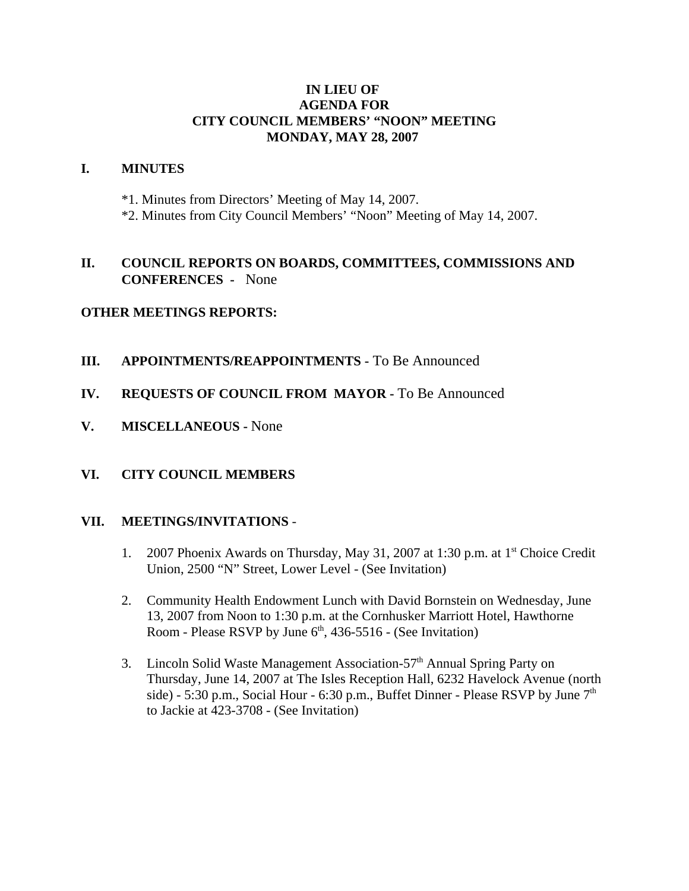# IN LIEU OF
# AGENDA FOR
# CITY COUNCIL MEMBERS' "NOON" MEETING
# MONDAY, MAY 28, 2007

## I. MINUTES

*1. Minutes from Directors' Meeting of May 14, 2007.
*2. Minutes from City Council Members' "Noon" Meeting of May 14, 2007.

## II. COUNCIL REPORTS ON BOARDS, COMMITTEES, COMMISSIONS AND CONFERENCES - None

**OTHER MEETINGS REPORTS:**

## III. APPOINTMENTS/REAPPOINTMENTS - To Be Announced

## IV. REQUESTS OF COUNCIL FROM MAYOR - To Be Announced

## V. MISCELLANEOUS - None

## VI. CITY COUNCIL MEMBERS

## VII. MEETINGS/INVITATIONS -

1. 2007 Phoenix Awards on Thursday, May 31, 2007 at 1:30 p.m. at 1st Choice Credit Union, 2500 "N" Street, Lower Level - (See Invitation)

2. Community Health Endowment Lunch with David Bornstein on Wednesday, June 13, 2007 from Noon to 1:30 p.m. at the Cornhusker Marriott Hotel, Hawthorne Room - Please RSVP by June 6th, 436-5516 - (See Invitation)

3. Lincoln Solid Waste Management Association-57th Annual Spring Party on Thursday, June 14, 2007 at The Isles Reception Hall, 6232 Havelock Avenue (north side) - 5:30 p.m., Social Hour - 6:30 p.m., Buffet Dinner - Please RSVP by June 7th to Jackie at 423-3708 - (See Invitation)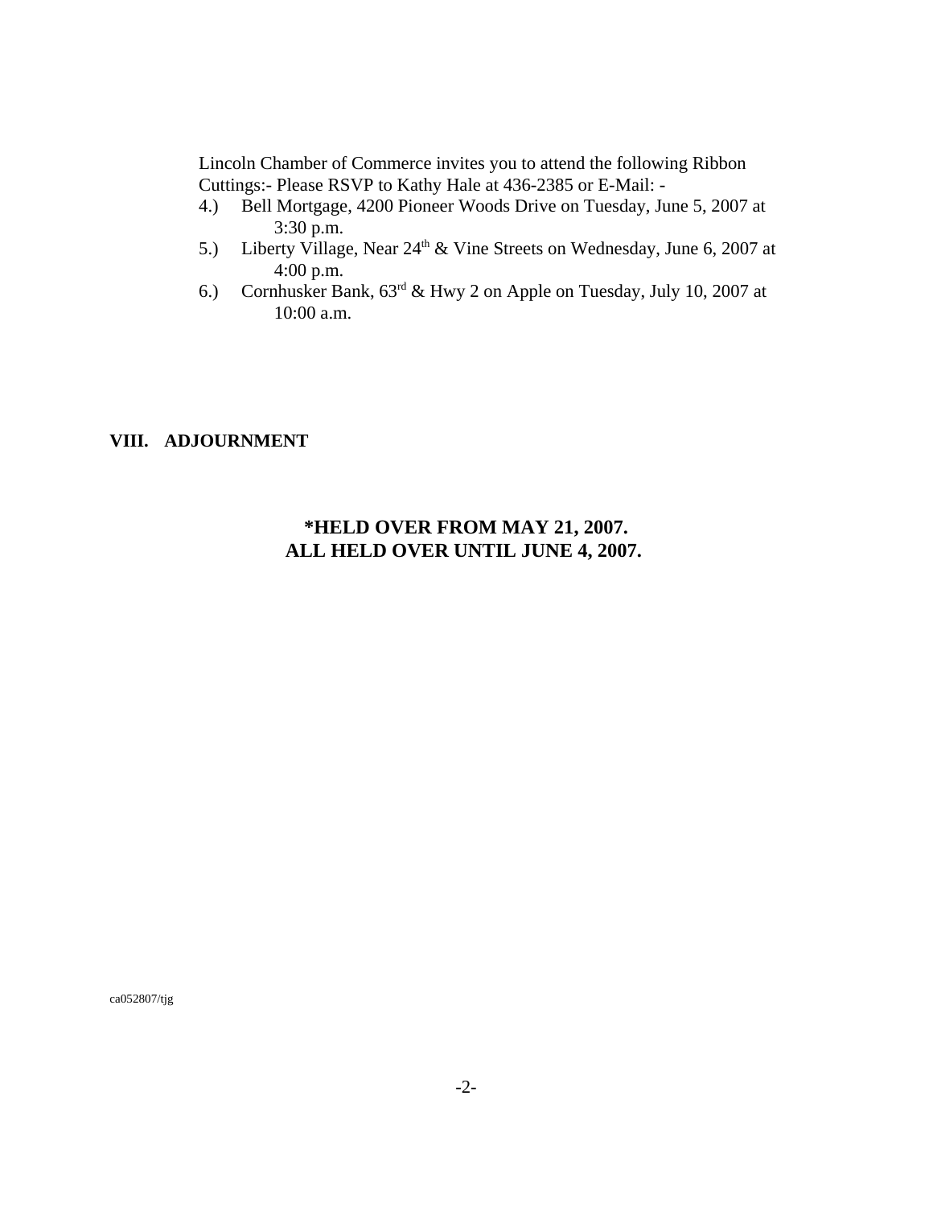Lincoln Chamber of Commerce invites you to attend the following Ribbon Cuttings:- Please RSVP to Kathy Hale at 436-2385 or E-Mail: -

4.) Bell Mortgage, 4200 Pioneer Woods Drive on Tuesday, June 5, 2007 at 3:30 p.m.
5.) Liberty Village, Near 24th & Vine Streets on Wednesday, June 6, 2007 at 4:00 p.m.
6.) Cornhusker Bank, 63rd & Hwy 2 on Apple on Tuesday, July 10, 2007 at 10:00 a.m.

**VIII. ADJOURNMENT**

**\*HELD OVER FROM MAY 21, 2007.**
**ALL HELD OVER UNTIL JUNE 4, 2007.**

ca052807/tjg